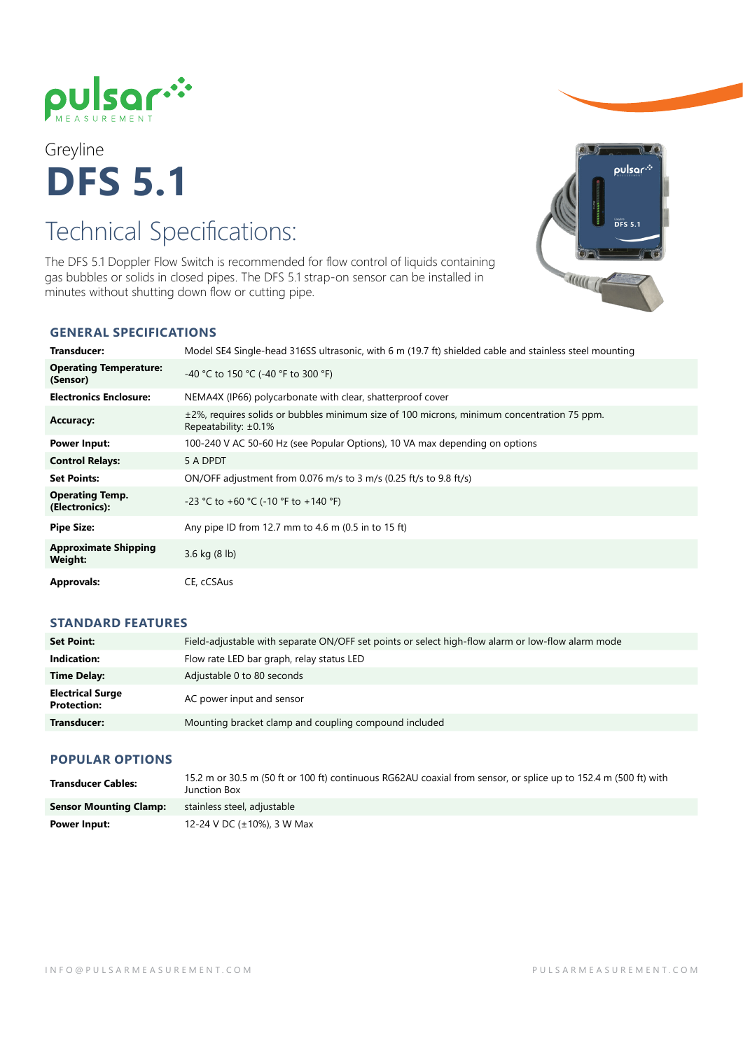Greyline

# DFS 5.1

## Technical Specifications:

The DFS 5.1 Doppler Flow Switch is recommended for flow control of liquids containing gas bubbles or solids in closed pipes. The DFS 5.1 strap-on sensor can be installed in minutes without shutting down flow or cutting pipe.

### GENERAL SPECIFICATIONS

| | |
|---|---|
| **Transducer:** | Model SE4 Single-head 316SS ultrasonic, with 6 m (19.7 ft) shielded cable and stainless steel mounting |
| **Operating Temperature: (Sensor)** | -40 °C to 150 °C (-40 °F to 300 °F) |
| **Electronics Enclosure:** | NEMA4X (IP66) polycarbonate with clear, shatterproof cover |
| **Accuracy:** | ±2%, requires solids or bubbles minimum size of 100 microns, minimum concentration 75 ppm. Repeatability: ±0.1% |
| **Power Input:** | 100-240 V AC 50-60 Hz (see Popular Options), 10 VA max depending on options |
| **Control Relays:** | 5 A DPDT |
| **Set Points:** | ON/OFF adjustment from 0.076 m/s to 3 m/s (0.25 ft/s to 9.8 ft/s) |
| **Operating Temp. (Electronics):** | -23 °C to +60 °C (-10 °F to +140 °F) |
| **Pipe Size:** | Any pipe ID from 12.7 mm to 4.6 m (0.5 in to 15 ft) |
| **Approximate Shipping Weight:** | 3.6 kg (8 lb) |
| **Approvals:** | CE, cCSAus |

### STANDARD FEATURES

| | |
|---|---|
| **Set Point:** | Field-adjustable with separate ON/OFF set points or select high-flow alarm or low-flow alarm mode |
| **Indication:** | Flow rate LED bar graph, relay status LED |
| **Time Delay:** | Adjustable 0 to 80 seconds |
| **Electrical Surge Protection:** | AC power input and sensor |
| **Transducer:** | Mounting bracket clamp and coupling compound included |

### POPULAR OPTIONS

| | |
|---|---|
| **Transducer Cables:** | 15.2 m or 30.5 m (50 ft or 100 ft) continuous RG62AU coaxial from sensor, or splice up to 152.4 m (500 ft) with Junction Box |
| **Sensor Mounting Clamp:** | stainless steel, adjustable |
| **Power Input:** | 12-24 V DC (±10%), 3 W Max |

INFO@PULSARMEASUREMENT.COM PULSARMEASUREMENT.COM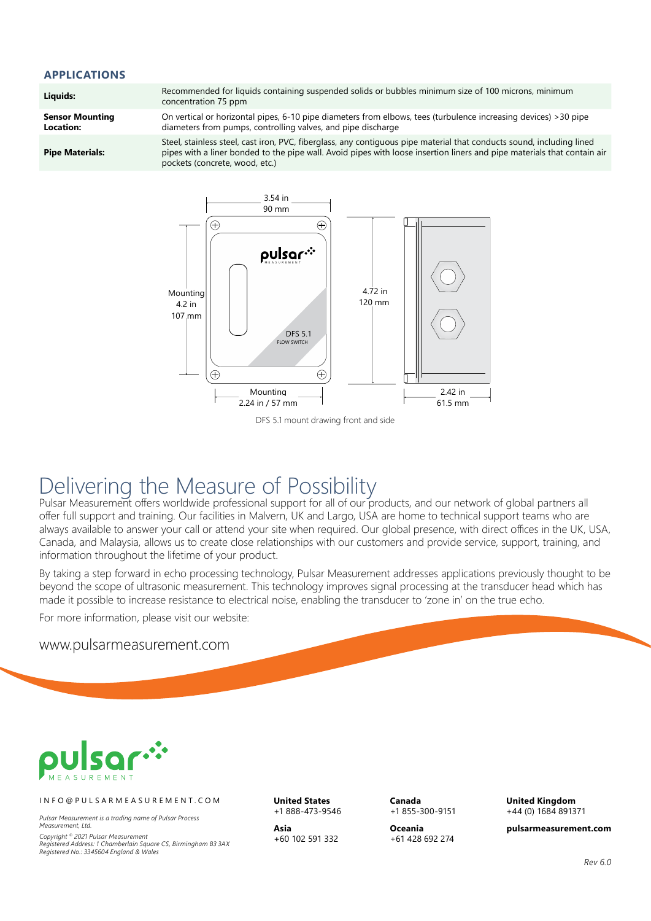## APPLICATIONS

| | |
|---|---|
| **Liquids:** | Recommended for liquids containing suspended solids or bubbles minimum size of 100 microns, minimum concentration 75 ppm |
| **Sensor Mounting Location:** | On vertical or horizontal pipes, 6-10 pipe diameters from elbows, tees (turbulence increasing devices) >30 pipe diameters from pumps, controlling valves, and pipe discharge |
| **Pipe Materials:** | Steel, stainless steel, cast iron, PVC, fiberglass, any contiguous pipe material that conducts sound, including lined pipes with a liner bonded to the pipe wall. Avoid pipes with loose insertion liners and pipe materials that contain air pockets (concrete, wood, etc.) |

3.54 in
90 mm

Mounting
4.2 in
107 mm

4.72 in
120 mm

Mounting
2.24 in / 57 mm

2.42 in
61.5 mm

DFS 5.1
FLOW SWITCH

DFS 5.1 mount drawing front and side

# Delivering the Measure of Possibility

Pulsar Measurement offers worldwide professional support for all of our products, and our network of global partners all offer full support and training. Our facilities in Malvern, UK and Largo, USA are home to technical support teams who are always available to answer your call or attend your site when required. Our global presence, with direct offices in the UK, USA, Canada, and Malaysia, allows us to create close relationships with our customers and provide service, support, training, and information throughout the lifetime of your product.

By taking a step forward in echo processing technology, Pulsar Measurement addresses applications previously thought to be beyond the scope of ultrasonic measurement. This technology improves signal processing at the transducer head which has made it possible to increase resistance to electrical noise, enabling the transducer to 'zone in' on the true echo.

For more information, please visit our website:

www.pulsarmeasurement.com

INFO@PULSARMEASUREMENT.COM

*Pulsar Measurement is a trading name of Pulsar Process Measurement, Ltd.*

*Copyright © 2021 Pulsar Measurement*
*Registered Address: 1 Chamberlain Square CS, Birmingham B3 3AX*
*Registered No.: 3345604 England & Wales*

**United States**
+1 888-473-9546

**Asia**
+60 102 591 332

**Canada**
+1 855-300-9151

**Oceania**
+61 428 692 274

**United Kingdom**
+44 (0) 1684 891371

**pulsarmeasurement.com**

*Rev 6.0*